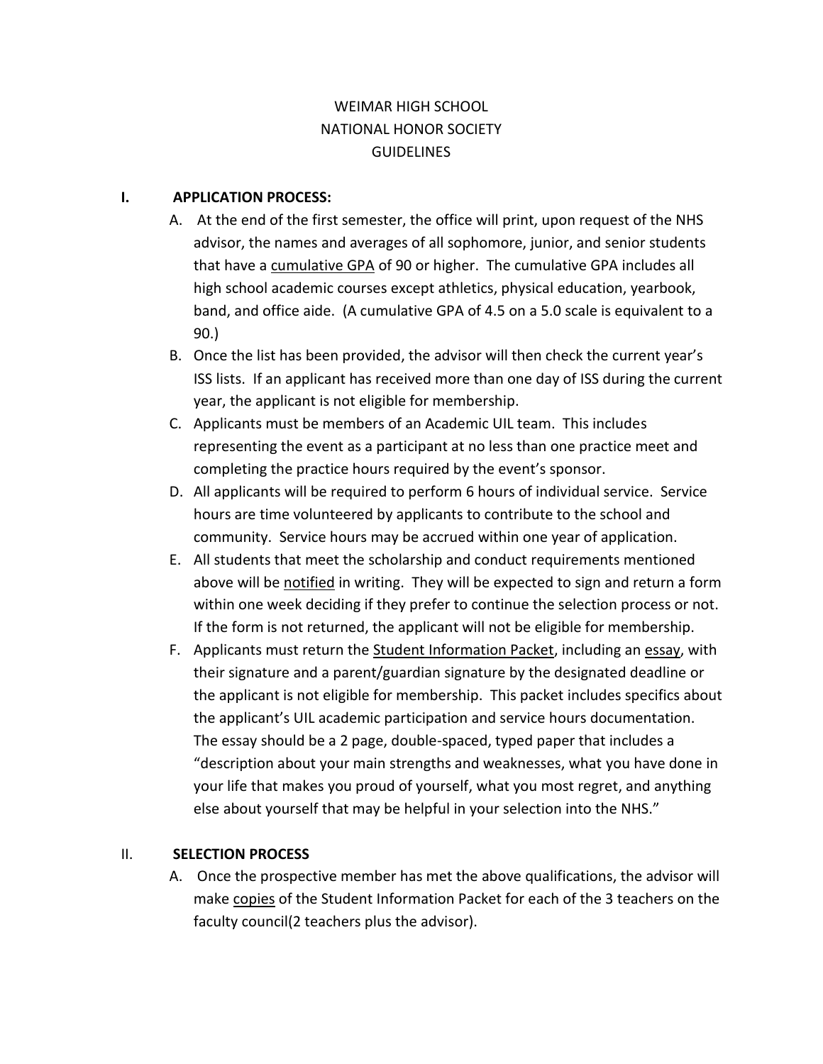# WEIMAR HIGH SCHOOL
# NATIONAL HONOR SOCIETY
# GUIDELINES

## I. APPLICATION PROCESS:

A. At the end of the first semester, the office will print, upon request of the NHS advisor, the names and averages of all sophomore, junior, and senior students that have a <u>cumulative GPA</u> of 90 or higher. The cumulative GPA includes all high school academic courses except athletics, physical education, yearbook, band, and office aide. (A cumulative GPA of 4.5 on a 5.0 scale is equivalent to a 90.)

B. Once the list has been provided, the advisor will then check the current year's ISS lists. If an applicant has received more than one day of ISS during the current year, the applicant is not eligible for membership.

C. Applicants must be members of an Academic UIL team. This includes representing the event as a participant at no less than one practice meet and completing the practice hours required by the event's sponsor.

D. All applicants will be required to perform 6 hours of individual service. Service hours are time volunteered by applicants to contribute to the school and community. Service hours may be accrued within one year of application.

E. All students that meet the scholarship and conduct requirements mentioned above will be <u>notified</u> in writing. They will be expected to sign and return a form within one week deciding if they prefer to continue the selection process or not. If the form is not returned, the applicant will not be eligible for membership.

F. Applicants must return the <u>Student Information Packet</u>, including an <u>essay</u>, with their signature and a parent/guardian signature by the designated deadline or the applicant is not eligible for membership. This packet includes specifics about the applicant's UIL academic participation and service hours documentation. The essay should be a 2 page, double-spaced, typed paper that includes a "description about your main strengths and weaknesses, what you have done in your life that makes you proud of yourself, what you most regret, and anything else about yourself that may be helpful in your selection into the NHS."

## II. SELECTION PROCESS

A. Once the prospective member has met the above qualifications, the advisor will make <u>copies</u> of the Student Information Packet for each of the 3 teachers on the faculty council(2 teachers plus the advisor).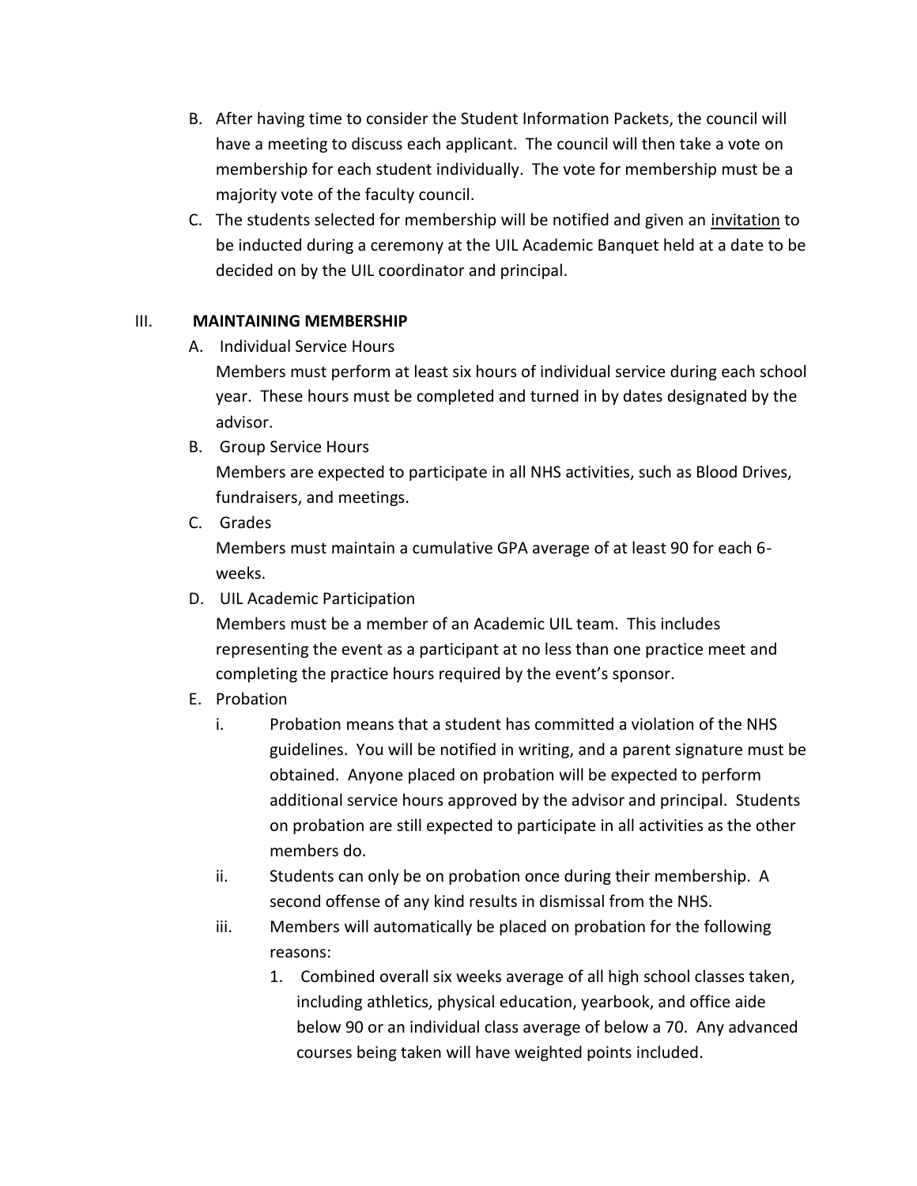B. After having time to consider the Student Information Packets, the council will have a meeting to discuss each applicant. The council will then take a vote on membership for each student individually. The vote for membership must be a majority vote of the faculty council.

C. The students selected for membership will be notified and given an <u>invitation</u> to be inducted during a ceremony at the UIL Academic Banquet held at a date to be decided on by the UIL coordinator and principal.

## III. MAINTAINING MEMBERSHIP

A. Individual Service Hours

Members must perform at least six hours of individual service during each school year. These hours must be completed and turned in by dates designated by the advisor.

B. Group Service Hours

Members are expected to participate in all NHS activities, such as Blood Drives, fundraisers, and meetings.

C. Grades

Members must maintain a cumulative GPA average of at least 90 for each 6-weeks.

D. UIL Academic Participation

Members must be a member of an Academic UIL team. This includes representing the event as a participant at no less than one practice meet and completing the practice hours required by the event's sponsor.

E. Probation

i. Probation means that a student has committed a violation of the NHS guidelines. You will be notified in writing, and a parent signature must be obtained. Anyone placed on probation will be expected to perform additional service hours approved by the advisor and principal. Students on probation are still expected to participate in all activities as the other members do.

ii. Students can only be on probation once during their membership. A second offense of any kind results in dismissal from the NHS.

iii. Members will automatically be placed on probation for the following reasons:

1. Combined overall six weeks average of all high school classes taken, including athletics, physical education, yearbook, and office aide below 90 or an individual class average of below a 70. Any advanced courses being taken will have weighted points included.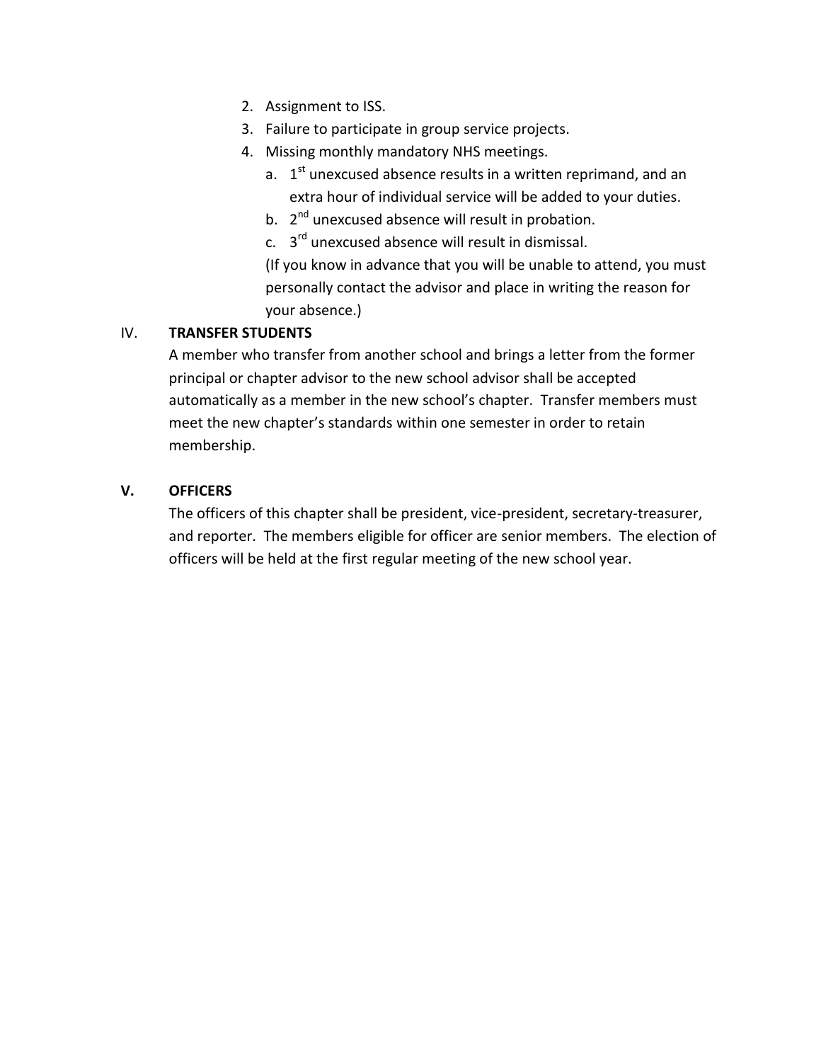2. Assignment to ISS.
3. Failure to participate in group service projects.
4. Missing monthly mandatory NHS meetings.
   a. 1st unexcused absence results in a written reprimand, and an extra hour of individual service will be added to your duties.
   b. 2nd unexcused absence will result in probation.
   c. 3rd unexcused absence will result in dismissal.

   (If you know in advance that you will be unable to attend, you must personally contact the advisor and place in writing the reason for your absence.)

## IV. TRANSFER STUDENTS

A member who transfer from another school and brings a letter from the former principal or chapter advisor to the new school advisor shall be accepted automatically as a member in the new school's chapter. Transfer members must meet the new chapter's standards within one semester in order to retain membership.

## V. OFFICERS

The officers of this chapter shall be president, vice-president, secretary-treasurer, and reporter. The members eligible for officer are senior members. The election of officers will be held at the first regular meeting of the new school year.